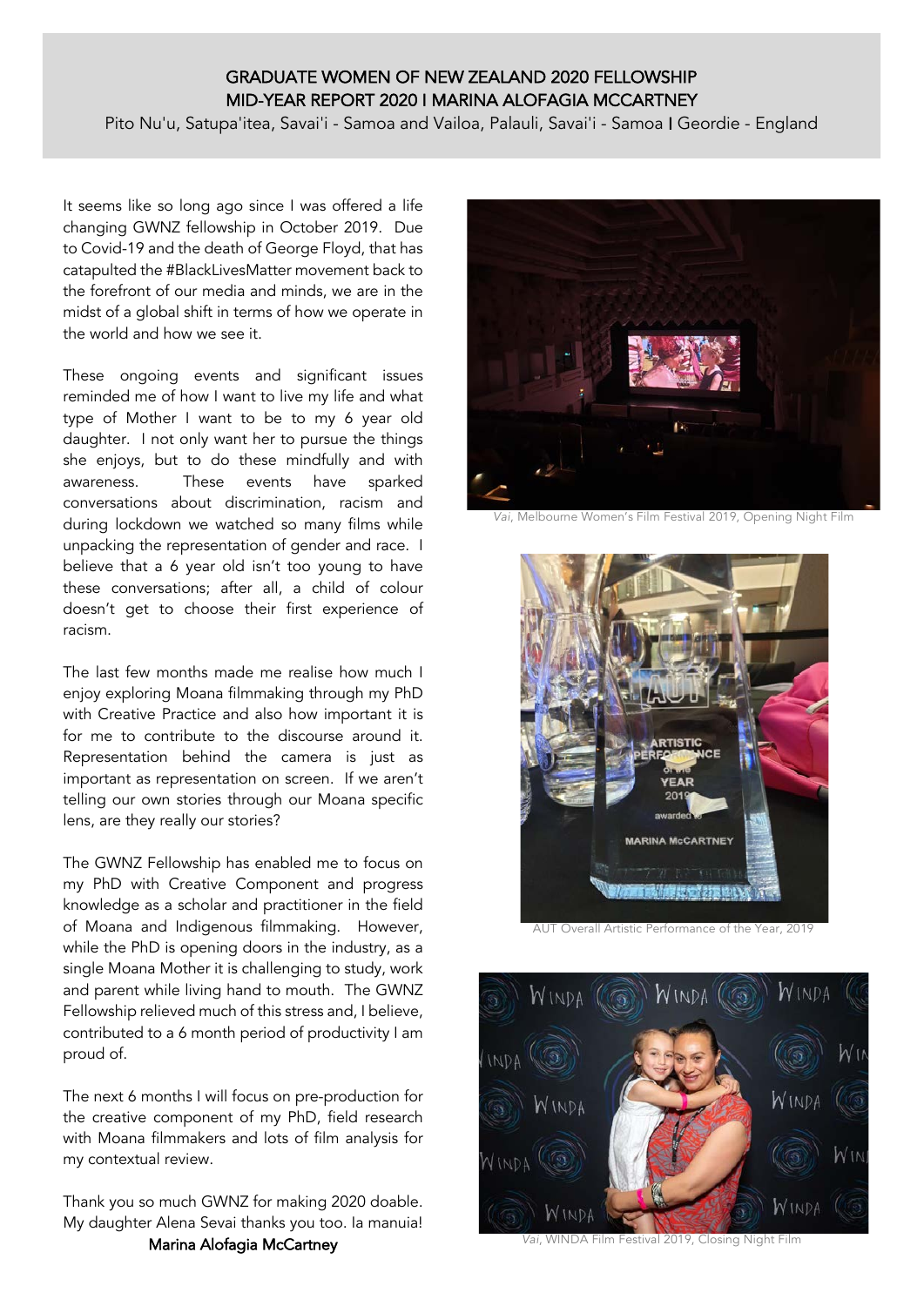# GRADUATE WOMEN OF NEW ZEALAND 2020 FELLOWSHIP
# MID-YEAR REPORT 2020 I MARINA ALOFAGIA MCCARTNEY

Pito Nu'u, Satupa'itea, Savai'i - Samoa and Vailoa, Palauli, Savai'i - Samoa I Geordie - England

It seems like so long ago since I was offered a life changing GWNZ fellowship in October 2019. Due to Covid-19 and the death of George Floyd, that has catapulted the #BlackLivesMatter movement back to the forefront of our media and minds, we are in the midst of a global shift in terms of how we operate in the world and how we see it.

These ongoing events and significant issues reminded me of how I want to live my life and what type of Mother I want to be to my 6 year old daughter. I not only want her to pursue the things she enjoys, but to do these mindfully and with awareness. These events have sparked conversations about discrimination, racism and during lockdown we watched so many films while unpacking the representation of gender and race. I believe that a 6 year old isn't too young to have these conversations; after all, a child of colour doesn't get to choose their first experience of racism.

The last few months made me realise how much I enjoy exploring Moana filmmaking through my PhD with Creative Practice and also how important it is for me to contribute to the discourse around it. Representation behind the camera is just as important as representation on screen. If we aren't telling our own stories through our Moana specific lens, are they really our stories?

The GWNZ Fellowship has enabled me to focus on my PhD with Creative Component and progress knowledge as a scholar and practitioner in the field of Moana and Indigenous filmmaking. However, while the PhD is opening doors in the industry, as a single Moana Mother it is challenging to study, work and parent while living hand to mouth. The GWNZ Fellowship relieved much of this stress and, I believe, contributed to a 6 month period of productivity I am proud of.

The next 6 months I will focus on pre-production for the creative component of my PhD, field research with Moana filmmakers and lots of film analysis for my contextual review.

Thank you so much GWNZ for making 2020 doable. My daughter Alena Sevai thanks you too. Ia manuia!

**Marina Alofagia McCartney**

*Vai*, Melbourne Women's Film Festival 2019, Opening Night Film

AUT Overall Artistic Performance of the Year, 2019

*Vai*, WINDA Film Festival 2019, Closing Night Film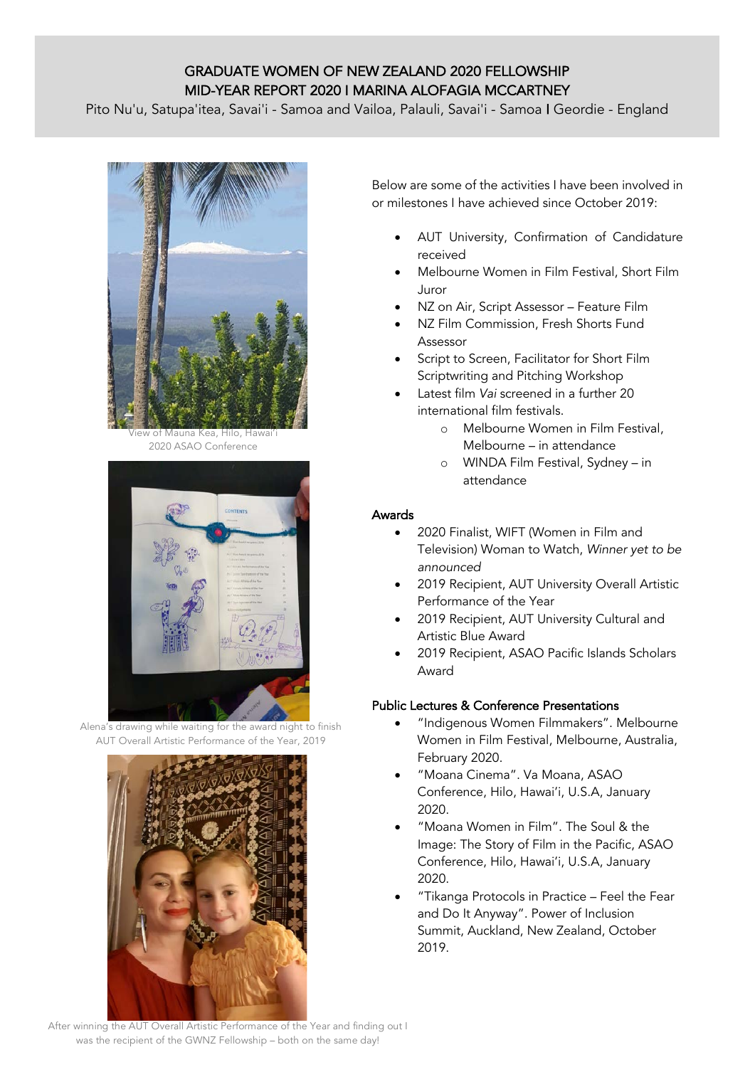# GRADUATE WOMEN OF NEW ZEALAND 2020 FELLOWSHIP
# MID-YEAR REPORT 2020 I MARINA ALOFAGIA MCCARTNEY

Pito Nu'u, Satupa'itea, Savai'i - Samoa and Vailoa, Palauli, Savai'i - Samoa I Geordie - England

View of Mauna Kea, Hilo, Hawai'i
2020 ASAO Conference

Alena's drawing while waiting for the award night to finish
AUT Overall Artistic Performance of the Year, 2019

After winning the AUT Overall Artistic Performance of the Year and finding out I was the recipient of the GWNZ Fellowship – both on the same day!

Below are some of the activities I have been involved in or milestones I have achieved since October 2019:

- AUT University, Confirmation of Candidature received
- Melbourne Women in Film Festival, Short Film Juror
- NZ on Air, Script Assessor – Feature Film
- NZ Film Commission, Fresh Shorts Fund Assessor
- Script to Screen, Facilitator for Short Film Scriptwriting and Pitching Workshop
- Latest film *Vai* screened in a further 20 international film festivals.
  - Melbourne Women in Film Festival, Melbourne – in attendance
  - WINDA Film Festival, Sydney – in attendance

## Awards

- 2020 Finalist, WIFT (Women in Film and Television) Woman to Watch, *Winner yet to be announced*
- 2019 Recipient, AUT University Overall Artistic Performance of the Year
- 2019 Recipient, AUT University Cultural and Artistic Blue Award
- 2019 Recipient, ASAO Pacific Islands Scholars Award

## Public Lectures & Conference Presentations

- "Indigenous Women Filmmakers". Melbourne Women in Film Festival, Melbourne, Australia, February 2020.
- "Moana Cinema". Va Moana, ASAO Conference, Hilo, Hawai'i, U.S.A, January 2020.
- "Moana Women in Film". The Soul & the Image: The Story of Film in the Pacific, ASAO Conference, Hilo, Hawai'i, U.S.A, January 2020.
- "Tikanga Protocols in Practice – Feel the Fear and Do It Anyway". Power of Inclusion Summit, Auckland, New Zealand, October 2019.